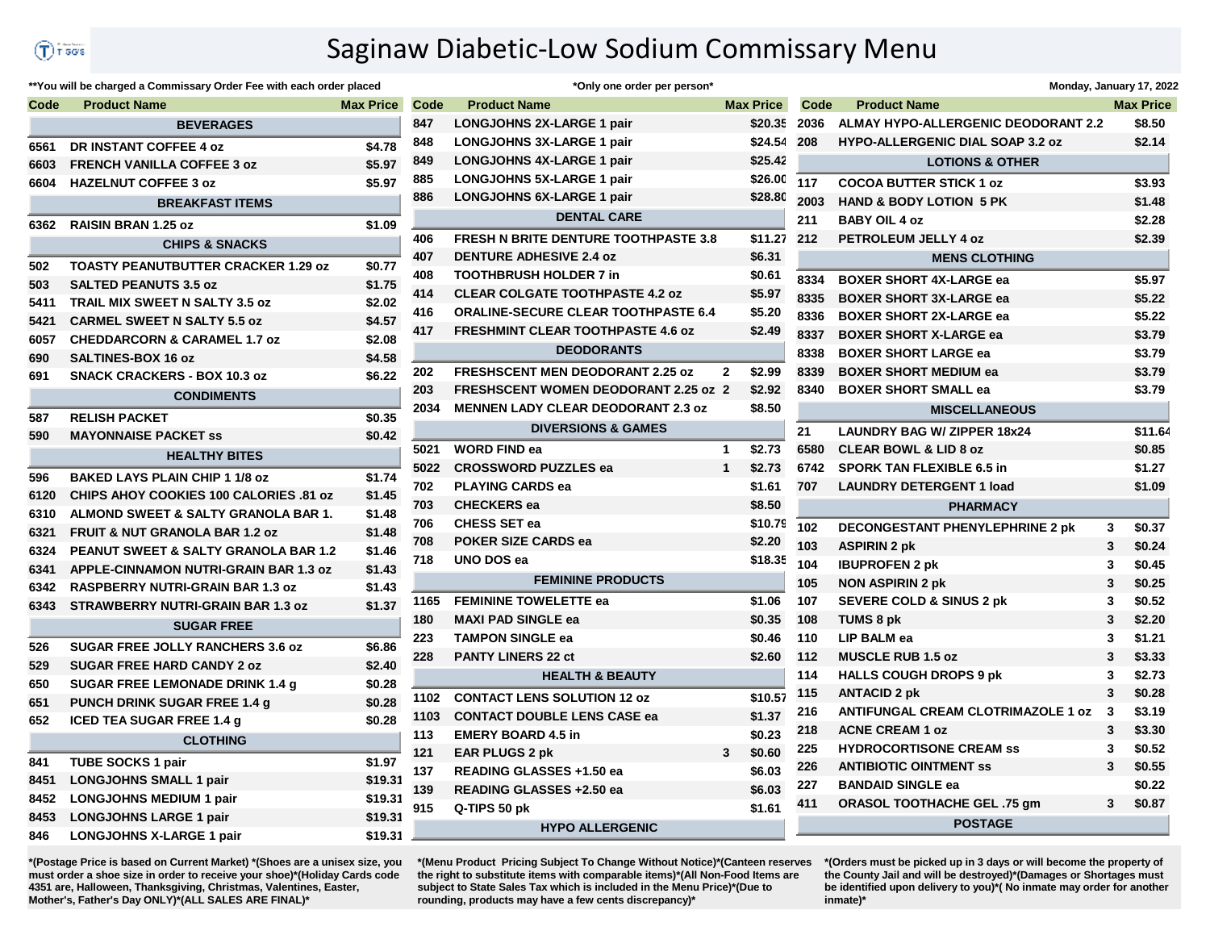# Saginaw Diabetic-Low Sodium Commissary Menu

**You will be charged a Commissary Order Fee with each order placed

*Only one order per person*

Monday, January 17, 2022

| Code | Product Name | | Max Price |
|---|---|---|---|
| | **BEVERAGES** | | |
| 6561 | DR INSTANT COFFEE 4 oz | | $4.78 |
| 6603 | FRENCH VANILLA COFFEE 3 oz | | $5.97 |
| 6604 | HAZELNUT COFFEE 3 oz | | $5.97 |
| | **BREAKFAST ITEMS** | | |
| 6362 | RAISIN BRAN 1.25 oz | | $1.09 |
| | **CHIPS & SNACKS** | | |
| 502 | TOASTY PEANUTBUTTER CRACKER 1.29 oz | | $0.77 |
| 503 | SALTED PEANUTS 3.5 oz | | $1.75 |
| 5411 | TRAIL MIX SWEET N SALTY 3.5 oz | | $2.02 |
| 5421 | CARMEL SWEET N SALTY 5.5 oz | | $4.57 |
| 6057 | CHEDDARCORN & CARAMEL 1.7 oz | | $2.08 |
| 690 | SALTINES-BOX 16 oz | | $4.58 |
| 691 | SNACK CRACKERS - BOX 10.3 oz | | $6.22 |
| | **CONDIMENTS** | | |
| 587 | RELISH PACKET | | $0.35 |
| 590 | MAYONNAISE PACKET ss | | $0.42 |
| | **HEALTHY BITES** | | |
| 596 | BAKED LAYS PLAIN CHIP 1 1/8 oz | | $1.74 |
| 6120 | CHIPS AHOY COOKIES 100 CALORIES .81 oz | | $1.45 |
| 6310 | ALMOND SWEET & SALTY GRANOLA BAR 1. | | $1.48 |
| 6321 | FRUIT & NUT GRANOLA BAR 1.2 oz | | $1.48 |
| 6324 | PEANUT SWEET & SALTY GRANOLA BAR 1.2 | | $1.46 |
| 6341 | APPLE-CINNAMON NUTRI-GRAIN BAR 1.3 oz | | $1.43 |
| 6342 | RASPBERRY NUTRI-GRAIN BAR 1.3 oz | | $1.43 |
| 6343 | STRAWBERRY NUTRI-GRAIN BAR 1.3 oz | | $1.37 |
| | **SUGAR FREE** | | |
| 526 | SUGAR FREE JOLLY RANCHERS 3.6 oz | | $6.86 |
| 529 | SUGAR FREE HARD CANDY 2 oz | | $2.40 |
| 650 | SUGAR FREE LEMONADE DRINK 1.4 g | | $0.28 |
| 651 | PUNCH DRINK SUGAR FREE 1.4 g | | $0.28 |
| 652 | ICED TEA SUGAR FREE 1.4 g | | $0.28 |
| | **CLOTHING** | | |
| 841 | TUBE SOCKS 1 pair | | $1.97 |
| 8451 | LONGJOHNS SMALL 1 pair | | $19.31 |
| 8452 | LONGJOHNS MEDIUM 1 pair | | $19.31 |
| 8453 | LONGJOHNS LARGE 1 pair | | $19.31 |
| 846 | LONGJOHNS X-LARGE 1 pair | | $19.31 |
| 847 | LONGJOHNS 2X-LARGE 1 pair | | $20.35 |
| 848 | LONGJOHNS 3X-LARGE 1 pair | | $24.54 |
| 849 | LONGJOHNS 4X-LARGE 1 pair | | $25.42 |
| 885 | LONGJOHNS 5X-LARGE 1 pair | | $26.00 |
| 886 | LONGJOHNS 6X-LARGE 1 pair | | $28.80 |
| | **DENTAL CARE** | | |
| 406 | FRESH N BRITE DENTURE TOOTHPASTE 3.8 | | $11.27 |
| 407 | DENTURE ADHESIVE 2.4 oz | | $6.31 |
| 408 | TOOTHBRUSH HOLDER 7 in | | $0.61 |
| 414 | CLEAR COLGATE TOOTHPASTE 4.2 oz | | $5.97 |
| 416 | ORALINE-SECURE CLEAR TOOTHPASTE 6.4 | | $5.20 |
| 417 | FRESHMINT CLEAR TOOTHPASTE 4.6 oz | | $2.49 |
| | **DEODORANTS** | | |
| 202 | FRESHSCENT MEN DEODORANT 2.25 oz | 2 | $2.99 |
| 203 | FRESHSCENT WOMEN DEODORANT 2.25 oz | 2 | $2.92 |
| 2034 | MENNEN LADY CLEAR DEODORANT 2.3 oz | | $8.50 |
| | **DIVERSIONS & GAMES** | | |
| 5021 | WORD FIND ea | 1 | $2.73 |
| 5022 | CROSSWORD PUZZLES ea | 1 | $2.73 |
| 702 | PLAYING CARDS ea | | $1.61 |
| 703 | CHECKERS ea | | $8.50 |
| 706 | CHESS SET ea | | $10.79 |
| 708 | POKER SIZE CARDS ea | | $2.20 |
| 718 | UNO DOS ea | | $18.35 |
| | **FEMININE PRODUCTS** | | |
| 1165 | FEMININE TOWELETTE ea | | $1.06 |
| 180 | MAXI PAD SINGLE ea | | $0.35 |
| 223 | TAMPON SINGLE ea | | $0.46 |
| 228 | PANTY LINERS 22 ct | | $2.60 |
| | **HEALTH & BEAUTY** | | |
| 1102 | CONTACT LENS SOLUTION 12 oz | | $10.57 |
| 1103 | CONTACT DOUBLE LENS CASE ea | | $1.37 |
| 113 | EMERY BOARD 4.5 in | | $0.23 |
| 121 | EAR PLUGS 2 pk | 3 | $0.60 |
| 137 | READING GLASSES +1.50 ea | | $6.03 |
| 139 | READING GLASSES +2.50 ea | | $6.03 |
| 915 | Q-TIPS 50 pk | | $1.61 |
| | **HYPO ALLERGENIC** | | |
| 2036 | ALMAY HYPO-ALLERGENIC DEODORANT 2.2 | | $8.50 |
| 208 | HYPO-ALLERGENIC DIAL SOAP 3.2 oz | | $2.14 |
| | **LOTIONS & OTHER** | | |
| 117 | COCOA BUTTER STICK 1 oz | | $3.93 |
| 2003 | HAND & BODY LOTION 5 PK | | $1.48 |
| 211 | BABY OIL 4 oz | | $2.28 |
| 212 | PETROLEUM JELLY 4 oz | | $2.39 |
| | **MENS CLOTHING** | | |
| 8334 | BOXER SHORT 4X-LARGE ea | | $5.97 |
| 8335 | BOXER SHORT 3X-LARGE ea | | $5.22 |
| 8336 | BOXER SHORT 2X-LARGE ea | | $5.22 |
| 8337 | BOXER SHORT X-LARGE ea | | $3.79 |
| 8338 | BOXER SHORT LARGE ea | | $3.79 |
| 8339 | BOXER SHORT MEDIUM ea | | $3.79 |
| 8340 | BOXER SHORT SMALL ea | | $3.79 |
| | **MISCELLANEOUS** | | |
| 21 | LAUNDRY BAG W/ ZIPPER 18x24 | | $11.64 |
| 6580 | CLEAR BOWL & LID 8 oz | | $0.85 |
| 6742 | SPORK TAN FLEXIBLE 6.5 in | | $1.27 |
| 707 | LAUNDRY DETERGENT 1 load | | $1.09 |
| | **PHARMACY** | | |
| 102 | DECONGESTANT PHENYLEPHRINE 2 pk | 3 | $0.37 |
| 103 | ASPIRIN 2 pk | 3 | $0.24 |
| 104 | IBUPROFEN 2 pk | 3 | $0.45 |
| 105 | NON ASPIRIN 2 pk | 3 | $0.25 |
| 107 | SEVERE COLD & SINUS 2 pk | 3 | $0.52 |
| 108 | TUMS 8 pk | 3 | $2.20 |
| 110 | LIP BALM ea | 3 | $1.21 |
| 112 | MUSCLE RUB 1.5 oz | 3 | $3.33 |
| 114 | HALLS COUGH DROPS 9 pk | 3 | $2.73 |
| 115 | ANTACID 2 pk | 3 | $0.28 |
| 216 | ANTIFUNGAL CREAM CLOTRIMAZOLE 1 oz | 3 | $3.19 |
| 218 | ACNE CREAM 1 oz | 3 | $3.30 |
| 225 | HYDROCORTISONE CREAM ss | 3 | $0.52 |
| 226 | ANTIBIOTIC OINTMENT ss | 3 | $0.55 |
| 227 | BANDAID SINGLE ea | | $0.22 |
| 411 | ORASOL TOOTHACHE GEL .75 gm | 3 | $0.87 |
| | **POSTAGE** | | |

*(Postage Price is based on Current Market) *(Shoes are a unisex size, you must order a shoe size in order to receive your shoe)*(Holiday Cards code 4351 are, Halloween, Thanksgiving, Christmas, Valentines, Easter, Mother's, Father's Day ONLY)*(ALL SALES ARE FINAL)*

*(Menu Product Pricing Subject To Change Without Notice)*(Canteen reserves the right to substitute items with comparable items)*(All Non-Food Items are subject to State Sales Tax which is included in the Menu Price)*(Due to rounding, products may have a few cents discrepancy)*

*(Orders must be picked up in 3 days or will become the property of the County Jail and will be destroyed)*(Damages or Shortages must be identified upon delivery to you)*( No inmate may order for another inmate)*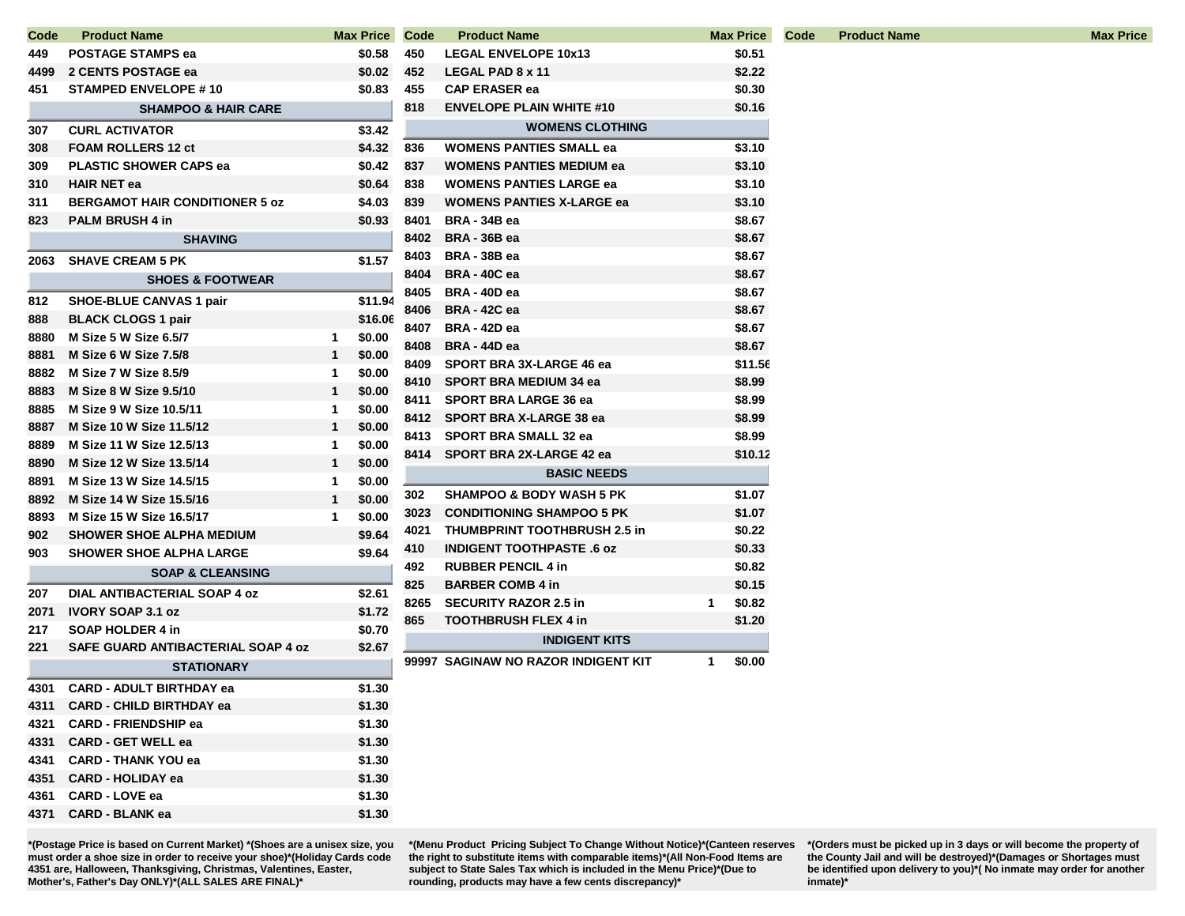| Code | Product Name | | Max Price |
|---|---|---|---|
| 449 | POSTAGE STAMPS ea | | $0.58 |
| 4499 | 2 CENTS POSTAGE ea | | $0.02 |
| 451 | STAMPED ENVELOPE # 10 | | $0.83 |
| | **SHAMPOO & HAIR CARE** | | |
| 307 | CURL ACTIVATOR | | $3.42 |
| 308 | FOAM ROLLERS 12 ct | | $4.32 |
| 309 | PLASTIC SHOWER CAPS ea | | $0.42 |
| 310 | HAIR NET ea | | $0.64 |
| 311 | BERGAMOT HAIR CONDITIONER 5 oz | | $4.03 |
| 823 | PALM BRUSH 4 in | | $0.93 |
| | **SHAVING** | | |
| 2063 | SHAVE CREAM 5 PK | | $1.57 |
| | **SHOES & FOOTWEAR** | | |
| 812 | SHOE-BLUE CANVAS 1 pair | | $11.94 |
| 888 | BLACK CLOGS 1 pair | | $16.06 |
| 8880 | M Size 5 W Size 6.5/7 | 1 | $0.00 |
| 8881 | M Size 6 W Size 7.5/8 | 1 | $0.00 |
| 8882 | M Size 7 W Size 8.5/9 | 1 | $0.00 |
| 8883 | M Size 8 W Size 9.5/10 | 1 | $0.00 |
| 8885 | M Size 9 W Size 10.5/11 | 1 | $0.00 |
| 8887 | M Size 10 W Size 11.5/12 | 1 | $0.00 |
| 8889 | M Size 11 W Size 12.5/13 | 1 | $0.00 |
| 8890 | M Size 12 W Size 13.5/14 | 1 | $0.00 |
| 8891 | M Size 13 W Size 14.5/15 | 1 | $0.00 |
| 8892 | M Size 14 W Size 15.5/16 | 1 | $0.00 |
| 8893 | M Size 15 W Size 16.5/17 | 1 | $0.00 |
| 902 | SHOWER SHOE ALPHA MEDIUM | | $9.64 |
| 903 | SHOWER SHOE ALPHA LARGE | | $9.64 |
| | **SOAP & CLEANSING** | | |
| 207 | DIAL ANTIBACTERIAL SOAP 4 oz | | $2.61 |
| 2071 | IVORY SOAP 3.1 oz | | $1.72 |
| 217 | SOAP HOLDER 4 in | | $0.70 |
| 221 | SAFE GUARD ANTIBACTERIAL SOAP 4 oz | | $2.67 |
| | **STATIONARY** | | |
| 4301 | CARD - ADULT BIRTHDAY ea | | $1.30 |
| 4311 | CARD - CHILD BIRTHDAY ea | | $1.30 |
| 4321 | CARD - FRIENDSHIP ea | | $1.30 |
| 4331 | CARD - GET WELL ea | | $1.30 |
| 4341 | CARD - THANK YOU ea | | $1.30 |
| 4351 | CARD - HOLIDAY ea | | $1.30 |
| 4361 | CARD - LOVE ea | | $1.30 |
| 4371 | CARD - BLANK ea | | $1.30 |

| Code | Product Name | | Max Price |
|---|---|---|---|
| 450 | LEGAL ENVELOPE 10x13 | | $0.51 |
| 452 | LEGAL PAD 8 x 11 | | $2.22 |
| 455 | CAP ERASER ea | | $0.30 |
| 818 | ENVELOPE PLAIN WHITE #10 | | $0.16 |
| | **WOMENS CLOTHING** | | |
| 836 | WOMENS PANTIES SMALL ea | | $3.10 |
| 837 | WOMENS PANTIES MEDIUM ea | | $3.10 |
| 838 | WOMENS PANTIES LARGE ea | | $3.10 |
| 839 | WOMENS PANTIES X-LARGE ea | | $3.10 |
| 8401 | BRA - 34B ea | | $8.67 |
| 8402 | BRA - 36B ea | | $8.67 |
| 8403 | BRA - 38B ea | | $8.67 |
| 8404 | BRA - 40C ea | | $8.67 |
| 8405 | BRA - 40D ea | | $8.67 |
| 8406 | BRA - 42C ea | | $8.67 |
| 8407 | BRA - 42D ea | | $8.67 |
| 8408 | BRA - 44D ea | | $8.67 |
| 8409 | SPORT BRA 3X-LARGE 46 ea | | $11.56 |
| 8410 | SPORT BRA MEDIUM 34 ea | | $8.99 |
| 8411 | SPORT BRA LARGE 36 ea | | $8.99 |
| 8412 | SPORT BRA X-LARGE 38 ea | | $8.99 |
| 8413 | SPORT BRA SMALL 32 ea | | $8.99 |
| 8414 | SPORT BRA 2X-LARGE 42 ea | | $10.12 |
| | **BASIC NEEDS** | | |
| 302 | SHAMPOO & BODY WASH 5 PK | | $1.07 |
| 3023 | CONDITIONING SHAMPOO 5 PK | | $1.07 |
| 4021 | THUMBPRINT TOOTHBRUSH 2.5 in | | $0.22 |
| 410 | INDIGENT TOOTHPASTE .6 oz | | $0.33 |
| 492 | RUBBER PENCIL 4 in | | $0.82 |
| 825 | BARBER COMB 4 in | | $0.15 |
| 8265 | SECURITY RAZOR 2.5 in | 1 | $0.82 |
| 865 | TOOTHBRUSH FLEX 4 in | | $1.20 |
| | **INDIGENT KITS** | | |
| 99997 | SAGINAW NO RAZOR INDIGENT KIT | 1 | $0.00 |

| Code | Product Name | Max Price |
|---|---|---|

*(Postage Price is based on Current Market) *(Shoes are a unisex size, you must order a shoe size in order to receive your shoe)*(Holiday Cards code 4351 are, Halloween, Thanksgiving, Christmas, Valentines, Easter, Mother's, Father's Day ONLY)*(ALL SALES ARE FINAL)*

*(Menu Product Pricing Subject To Change Without Notice)*(Canteen reserves the right to substitute items with comparable items)*(All Non-Food Items are subject to State Sales Tax which is included in the Menu Price)*(Due to rounding, products may have a few cents discrepancy)*

*(Orders must be picked up in 3 days or will become the property of the County Jail and will be destroyed)*(Damages or Shortages must be identified upon delivery to you)*( No inmate may order for another inmate)*